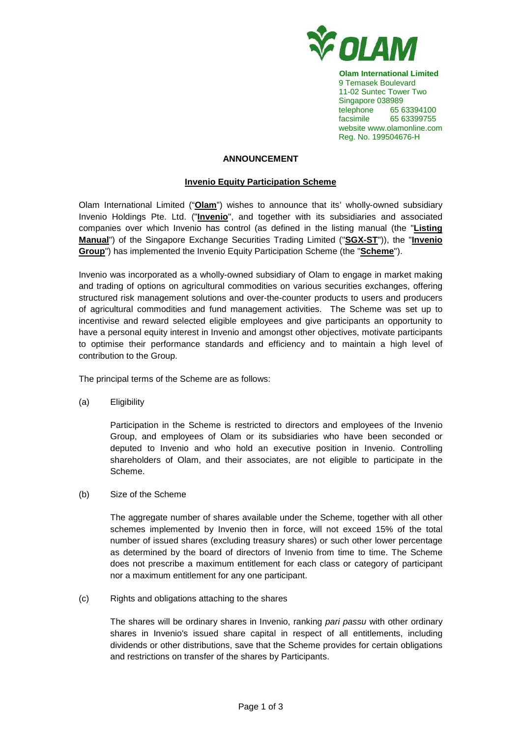**Olam International Limited**
9 Temasek Boulevard
11-02 Suntec Tower Two
Singapore 038989
telephone 65 63394100
facsimile 65 63399755
website www.olamonline.com
Reg. No. 199504676-H

**ANNOUNCEMENT**

**Invenio Equity Participation Scheme**

Olam International Limited ("**Olam**") wishes to announce that its' wholly-owned subsidiary Invenio Holdings Pte. Ltd. ("**Invenio**", and together with its subsidiaries and associated companies over which Invenio has control (as defined in the listing manual (the "**Listing Manual**") of the Singapore Exchange Securities Trading Limited ("**SGX-ST**")), the "**Invenio Group**") has implemented the Invenio Equity Participation Scheme (the "**Scheme**").

Invenio was incorporated as a wholly-owned subsidiary of Olam to engage in market making and trading of options on agricultural commodities on various securities exchanges, offering structured risk management solutions and over-the-counter products to users and producers of agricultural commodities and fund management activities. The Scheme was set up to incentivise and reward selected eligible employees and give participants an opportunity to have a personal equity interest in Invenio and amongst other objectives, motivate participants to optimise their performance standards and efficiency and to maintain a high level of contribution to the Group.

The principal terms of the Scheme are as follows:

(a) Eligibility

Participation in the Scheme is restricted to directors and employees of the Invenio Group, and employees of Olam or its subsidiaries who have been seconded or deputed to Invenio and who hold an executive position in Invenio. Controlling shareholders of Olam, and their associates, are not eligible to participate in the Scheme.

(b) Size of the Scheme

The aggregate number of shares available under the Scheme, together with all other schemes implemented by Invenio then in force, will not exceed 15% of the total number of issued shares (excluding treasury shares) or such other lower percentage as determined by the board of directors of Invenio from time to time. The Scheme does not prescribe a maximum entitlement for each class or category of participant nor a maximum entitlement for any one participant.

(c) Rights and obligations attaching to the shares

The shares will be ordinary shares in Invenio, ranking *pari passu* with other ordinary shares in Invenio's issued share capital in respect of all entitlements, including dividends or other distributions, save that the Scheme provides for certain obligations and restrictions on transfer of the shares by Participants.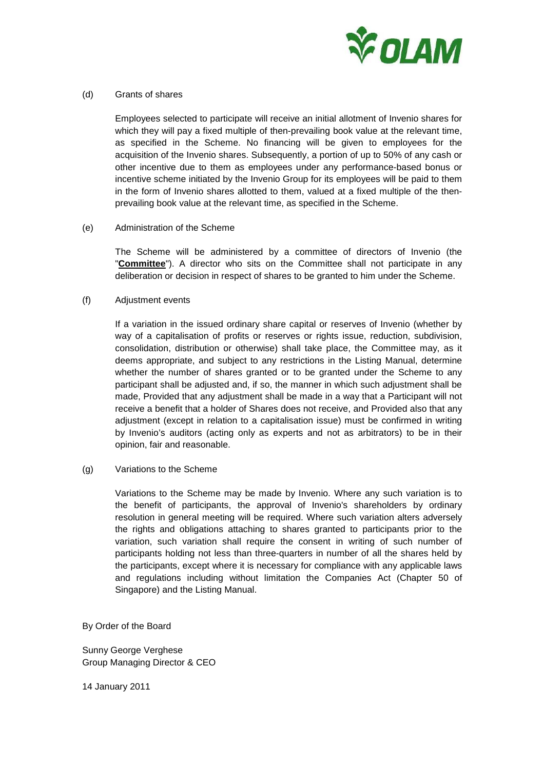(d) Grants of shares

Employees selected to participate will receive an initial allotment of Invenio shares for which they will pay a fixed multiple of then-prevailing book value at the relevant time, as specified in the Scheme. No financing will be given to employees for the acquisition of the Invenio shares. Subsequently, a portion of up to 50% of any cash or other incentive due to them as employees under any performance-based bonus or incentive scheme initiated by the Invenio Group for its employees will be paid to them in the form of Invenio shares allotted to them, valued at a fixed multiple of the then-prevailing book value at the relevant time, as specified in the Scheme.

(e) Administration of the Scheme

The Scheme will be administered by a committee of directors of Invenio (the "**Committee**"). A director who sits on the Committee shall not participate in any deliberation or decision in respect of shares to be granted to him under the Scheme.

(f) Adjustment events

If a variation in the issued ordinary share capital or reserves of Invenio (whether by way of a capitalisation of profits or reserves or rights issue, reduction, subdivision, consolidation, distribution or otherwise) shall take place, the Committee may, as it deems appropriate, and subject to any restrictions in the Listing Manual, determine whether the number of shares granted or to be granted under the Scheme to any participant shall be adjusted and, if so, the manner in which such adjustment shall be made, Provided that any adjustment shall be made in a way that a Participant will not receive a benefit that a holder of Shares does not receive, and Provided also that any adjustment (except in relation to a capitalisation issue) must be confirmed in writing by Invenio's auditors (acting only as experts and not as arbitrators) to be in their opinion, fair and reasonable.

(g) Variations to the Scheme

Variations to the Scheme may be made by Invenio. Where any such variation is to the benefit of participants, the approval of Invenio's shareholders by ordinary resolution in general meeting will be required. Where such variation alters adversely the rights and obligations attaching to shares granted to participants prior to the variation, such variation shall require the consent in writing of such number of participants holding not less than three-quarters in number of all the shares held by the participants, except where it is necessary for compliance with any applicable laws and regulations including without limitation the Companies Act (Chapter 50 of Singapore) and the Listing Manual.

By Order of the Board

Sunny George Verghese
Group Managing Director & CEO

14 January 2011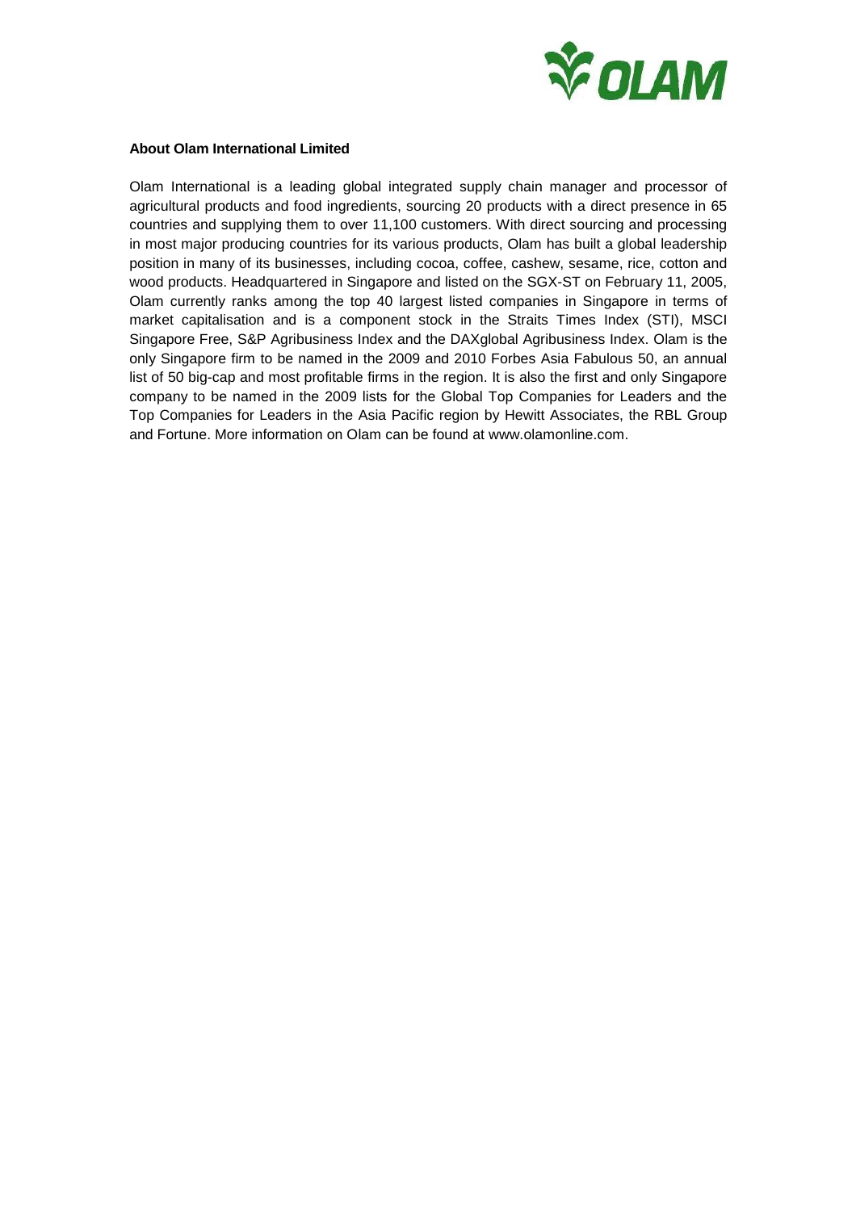**About Olam International Limited**

Olam International is a leading global integrated supply chain manager and processor of agricultural products and food ingredients, sourcing 20 products with a direct presence in 65 countries and supplying them to over 11,100 customers. With direct sourcing and processing in most major producing countries for its various products, Olam has built a global leadership position in many of its businesses, including cocoa, coffee, cashew, sesame, rice, cotton and wood products. Headquartered in Singapore and listed on the SGX-ST on February 11, 2005, Olam currently ranks among the top 40 largest listed companies in Singapore in terms of market capitalisation and is a component stock in the Straits Times Index (STI), MSCI Singapore Free, S&P Agribusiness Index and the DAXglobal Agribusiness Index. Olam is the only Singapore firm to be named in the 2009 and 2010 Forbes Asia Fabulous 50, an annual list of 50 big-cap and most profitable firms in the region. It is also the first and only Singapore company to be named in the 2009 lists for the Global Top Companies for Leaders and the Top Companies for Leaders in the Asia Pacific region by Hewitt Associates, the RBL Group and Fortune. More information on Olam can be found at www.olamonline.com.